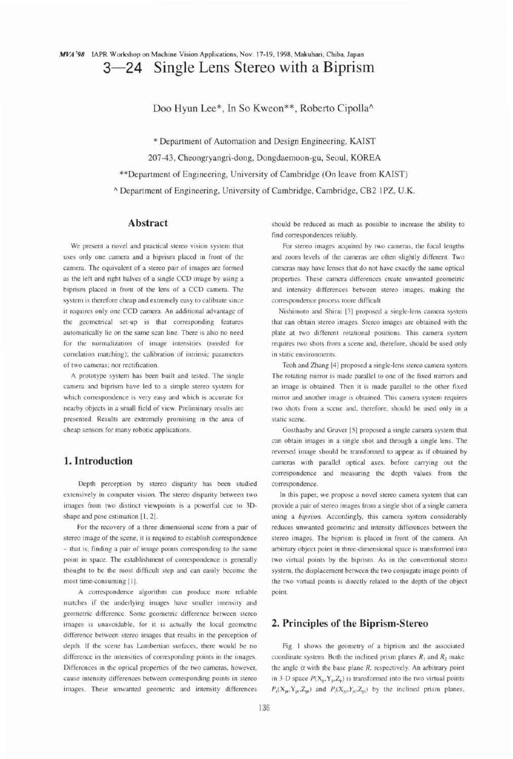# 3—24 Single Lens Stereo with a Biprism

Doo Hyun Lee*, In So Kweon**, Roberto Cipolla^

\* Department of Automation and Design Engineering, KAIST

207-43, Cheongryangri-dong, Dongdaemoon-gu, Seoul, KOREA

\*\*Department of Engineering, University of Cambridge (On leave from KAIST)

^ Department of Engineering, University of Cambridge, Cambridge, CB2 1PZ, U.K.

## Abstract

We present a novel and practical stereo vision system that uses only one camera and a biprism placed in front of the camera. The equivalent of a stereo pair of images are formed as the left and right halves of a single CCD image by using a biprism placed in front of the lens of a CCD camera. The system is therefore cheap and extremely easy to calibrate since it requires only one CCD camera. An additional advantage of the geometrical set-up is that corresponding features automatically lie on the same scan line. There is also no need for the normalization of image intensities (needed for correlation matching); the calibration of intrinsic parameters of two cameras; nor rectification.

A prototype system has been built and tested. The single camera and biprism have led to a simple stereo system for which correspondence is very easy and which is accurate for nearby objects in a small field of view. Preliminary results are presented. Results are extremely promising in the area of cheap sensors for many robotic applications.

## 1. Introduction

Depth perception by stereo disparity has been studied extensively in computer vision. The stereo disparity between two images from two distinct viewpoints is a powerful cue to 3D-shape and pose estimation [1, 2].

For the recovery of a three dimensional scene from a pair of stereo image of the scene, it is required to establish correspondence – that is, finding a pair of image points corresponding to the same point in space. The establishment of correspondence is generally thought to be the most difficult step and can easily become the most time-consuming [1].

A correspondence algorithm can produce more reliable matches if the underlying images have smaller intensity and geometric difference. Some geometric difference between stereo images is unavoidable, for it is actually the local geometric difference between stereo images that results in the perception of depth. If the scene has Lambertian surfaces, there would be no difference in the intensities of corresponding points in the images. Differences in the optical properties of the two cameras, however, cause intensity differences between corresponding points in stereo images. These unwanted geometric and intensity differences should be reduced as much as possible to increase the ability to find correspondences reliably.

For stereo images acquired by two cameras, the focal lengths and zoom levels of the cameras are often slightly different. Two cameras may have lenses that do not have exactly the same optical properties. These camera differences create unwanted geometric and intensity differences between stereo images, making the correspondence process more difficult.

Nishimoto and Shirai [3] proposed a single-lens camera system that can obtain stereo images. Stereo images are obtained with the plate at two different rotational positions. This camera system requires two shots from a scene and, therefore, should be used only in static environments.

Teoh and Zhang [4] proposed a single-lens stereo camera system. The rotating mirror is made parallel to one of the fixed mirrors and an image is obtained. Then it is made parallel to the other fixed mirror and another image is obtained. This camera system requires two shots from a scene and, therefore, should be used only in a static scene.

Gosthasby and Gruver [5] proposed a single camera system that can obtain images in a single shot and through a single lens. The reversed image should be transformed to appear as if obtained by cameras with parallel optical axes, before carrying out the correspondence and measuring the depth values from the correspondence.

In this paper, we propose a novel stereo camera system that can provide a pair of stereo images from a single shot of a single camera using a *biprism*. Accordingly, this camera system considerably reduces unwanted geometric and intensity differences between the stereo images. The biprism is placed in front of the camera. An arbitrary object point in three-dimensional space is transformed into two virtual points by the biprism. As in the conventional stereo system, the displacement between the two conjugate image points of the two virtual points is directly related to the depth of the object point.

## 2. Principles of the Biprism-Stereo

Fig. 1 shows the geometry of a biprism and the associated coordinate system. Both the inclined prism planes $R_l$ and $R_2$ make the angle $\alpha$ with the base plane $R$, respectively. An arbitrary point in 3-D space $P(X_p,Y_p,Z_p)$ is transformed into the two virtual points $P_r(X_{pr},Y_{pr},Z_{pr})$ and $P_l(X_{pl},Y_{pl},Z_{pl})$ by the inclined prism planes,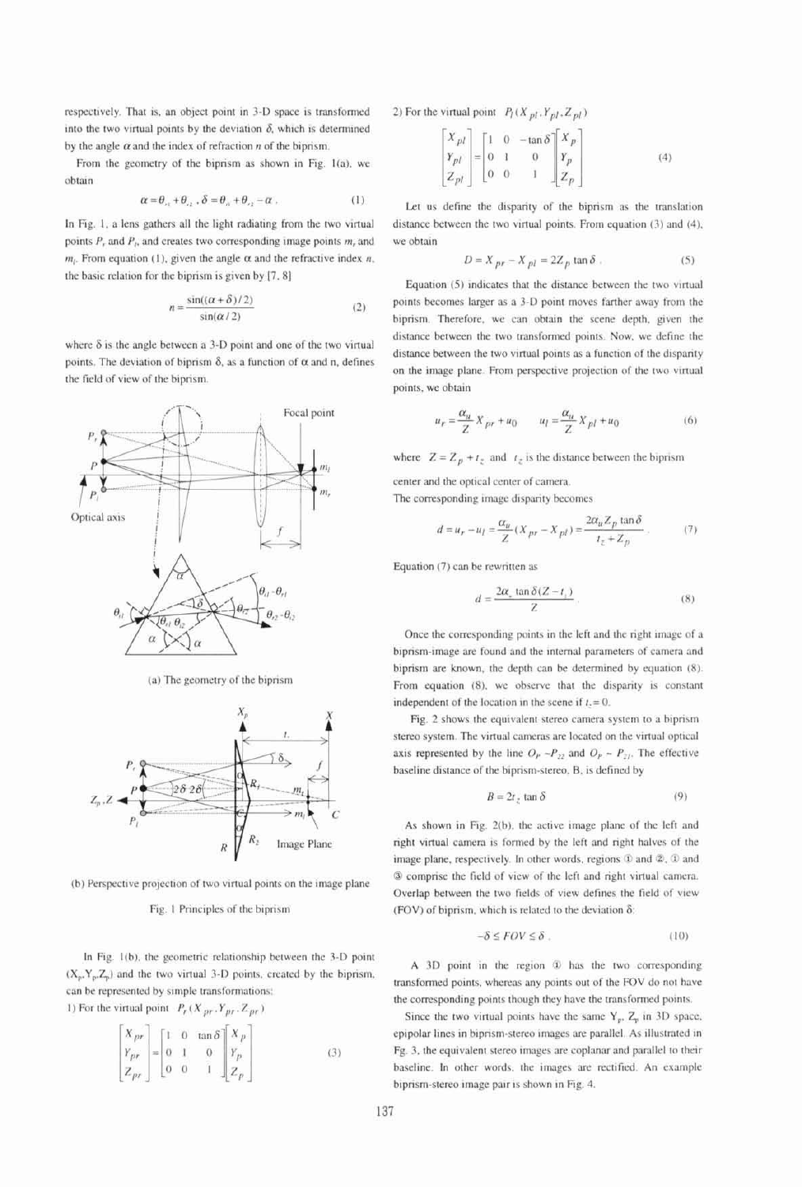respectively. That is, an object point in 3-D space is transformed into the two virtual points by the deviation $\delta$, which is determined by the angle $\alpha$ and the index of refraction $n$ of the biprism.

From the geometry of the biprism as shown in Fig. 1(a), we obtain

$$\alpha = \theta_{r1} + \theta_{l2},\ \delta = \theta_{l1} + \theta_{r2} - \alpha. \tag{1}$$

In Fig. 1, a lens gathers all the light radiating from the two virtual points $P_r$ and $P_l$, and creates two corresponding image points $m_r$ and $m_l$. From equation (1), given the angle $\alpha$ and the refractive index $n$, the basic relation for the biprism is given by [7, 8]

$$n = \frac{\sin((\alpha+\delta)/2)}{\sin(\alpha/2)} \tag{2}$$

where $\delta$ is the angle between a 3-D point and one of the two virtual points. The deviation of biprism $\delta$, as a function of $\alpha$ and n, defines the field of view of the biprism.

(a) The geometry of the biprism

(b) Perspective projection of two virtual points on the image plane

Fig. 1 Principles of the biprism

In Fig. 1(b), the geometric relationship between the 3-D point $(X_p, Y_p, Z_p)$ and the two virtual 3-D points, created by the biprism, can be represented by simple transformations:

1) For the virtual point $P_r(X_{pr}, Y_{pr}, Z_{pr})$

$$\begin{bmatrix} X_{pr} \\ Y_{pr} \\ Z_{pr} \end{bmatrix} = \begin{bmatrix} 1 & 0 & \tan\delta \\ 0 & 1 & 0 \\ 0 & 0 & 1 \end{bmatrix} \begin{bmatrix} X_p \\ Y_p \\ Z_p \end{bmatrix} \tag{3}$$

2) For the virtual point $P_l(X_{pl}, Y_{pl}, Z_{pl})$

$$\begin{bmatrix} X_{pl} \\ Y_{pl} \\ Z_{pl} \end{bmatrix} = \begin{bmatrix} 1 & 0 & -\tan\delta \\ 0 & 1 & 0 \\ 0 & 0 & 1 \end{bmatrix} \begin{bmatrix} X_p \\ Y_p \\ Z_p \end{bmatrix} \tag{4}$$

Let us define the disparity of the biprism as the translation distance between the two virtual points. From equation (3) and (4), we obtain

$$D = X_{pr} - X_{pl} = 2Z_p \tan\delta. \tag{5}$$

Equation (5) indicates that the distance between the two virtual points becomes larger as a 3-D point moves farther away from the biprism. Therefore, we can obtain the scene depth, given the distance between the two transformed points. Now, we define the distance between the two virtual points as a function of the disparity on the image plane. From perspective projection of the two virtual points, we obtain

$$u_r = \frac{\alpha_u}{Z} X_{pr} + u_0 \qquad u_l = \frac{\alpha_u}{Z} X_{pl} + u_0 \tag{6}$$

where $Z = Z_p + t_z$ and $t_z$ is the distance between the biprism center and the optical center of camera.

The corresponding image disparity becomes

$$d = u_r - u_l = \frac{\alpha_u}{Z}(X_{pr} - X_{pl}) = \frac{2\alpha_u Z_p \tan\delta}{t_z + Z_p}. \tag{7}$$

Equation (7) can be rewritten as

$$d = \frac{2\alpha_u \tan\delta (Z - t_z)}{Z}. \tag{8}$$

Once the corresponding points in the left and the right image of a biprism-image are found and the internal parameters of camera and biprism are known, the depth can be determined by equation (8). From equation (8), we observe that the disparity is constant independent of the location in the scene if $t_z = 0$.

Fig. 2 shows the equivalent stereo camera system to a biprism stereo system. The virtual cameras are located on the virtual optical axis represented by the line $O_P - P_{22}$ and $O_P - P_{21}$. The effective baseline distance of the biprism-stereo, B, is defined by

$$B = 2t_z \tan\delta \tag{9}$$

As shown in Fig. 2(b), the active image plane of the left and right virtual camera is formed by the left and right halves of the image plane, respectively. In other words, regions ① and ②, ① and ③ comprise the field of view of the left and right virtual camera. Overlap between the two fields of view defines the field of view (FOV) of biprism, which is related to the deviation $\delta$:

$$-\delta \le FOV \le \delta. \tag{10}$$

A 3D point in the region ① has the two corresponding transformed points, whereas any points out of the FOV do not have the corresponding points though they have the transformed points.

Since the two virtual points have the same $Y_p$, $Z_p$ in 3D space, epipolar lines in biprism-stereo images are parallel. As illustrated in Fig. 3, the equivalent stereo images are coplanar and parallel to their baseline. In other words, the images are rectified. An example biprism-stereo image pair is shown in Fig. 4.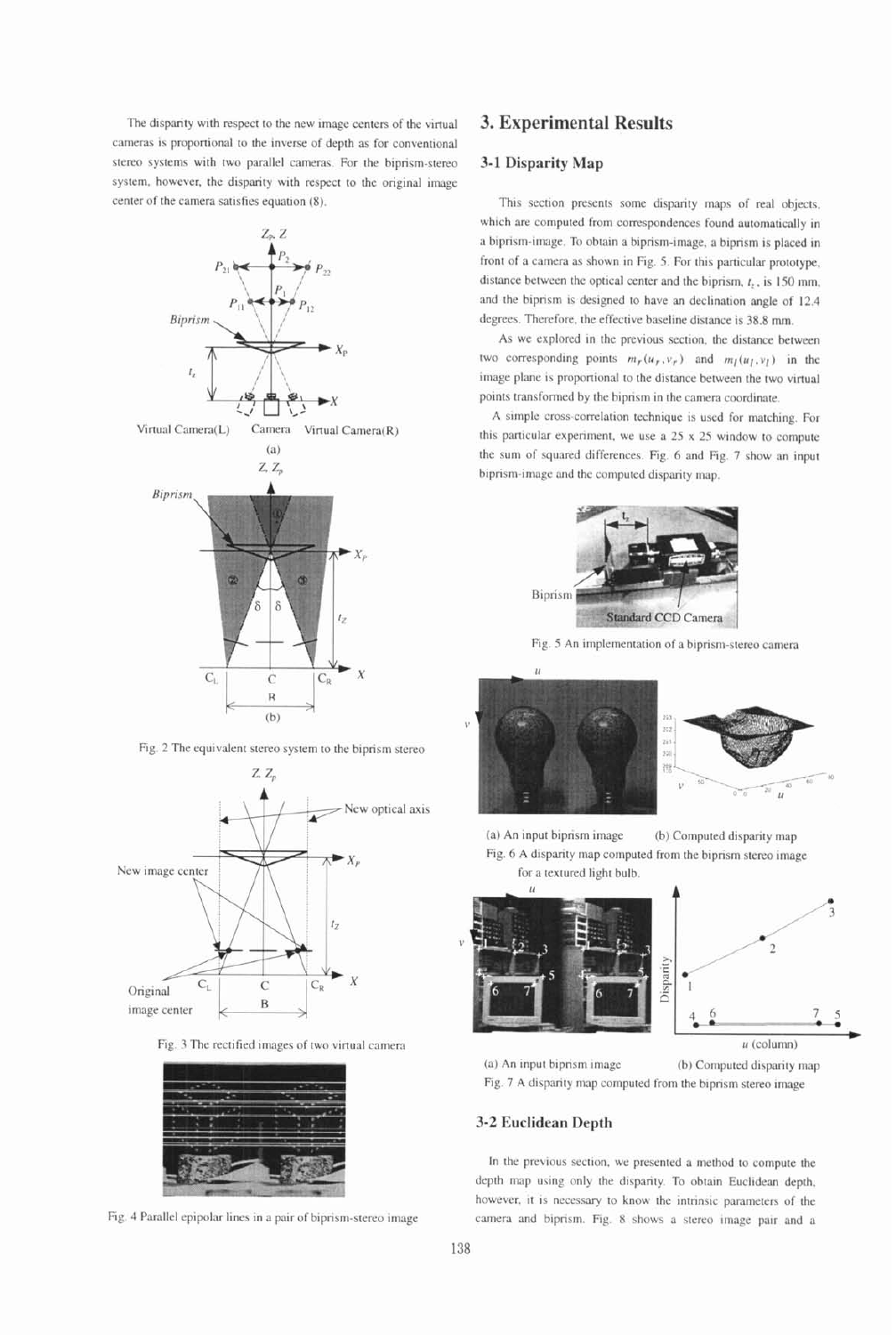The disparity with respect to the new image centers of the virtual cameras is proportional to the inverse of depth as for conventional stereo systems with two parallel cameras. For the biprism-stereo system, however, the disparity with respect to the original image center of the camera satisfies equation (8).

Fig. 2 The equivalent stereo system to the biprism stereo

Fig. 3 The rectified images of two virtual camera

Fig. 4 Parallel epipolar lines in a pair of biprism-stereo image

# 3. Experimental Results

## 3-1 Disparity Map

This section presents some disparity maps of real objects, which are computed from correspondences found automatically in a biprism-image. To obtain a biprism-image, a biprism is placed in front of a camera as shown in Fig. 5. For this particular prototype, distance between the optical center and the biprism, $t_z$, is 150 mm, and the biprism is designed to have an declination angle of 12.4 degrees. Therefore, the effective baseline distance is 38.8 mm.

As we explored in the previous section, the distance between two corresponding points $m_r(u_r, v_r)$ and $m_l(u_l, v_l)$ in the image plane is proportional to the distance between the two virtual points transformed by the biprism in the camera coordinate.

A simple cross-correlation technique is used for matching. For this particular experiment, we use a 25 x 25 window to compute the sum of squared differences. Fig. 6 and Fig. 7 show an input biprism-image and the computed disparity map.

Fig. 5 An implementation of a biprism-stereo camera

(a) An input biprism image (b) Computed disparity map

Fig. 6 A disparity map computed from the biprism stereo image for a textured light bulb.

(a) An input biprism image (b) Computed disparity map

Fig. 7 A disparity map computed from the biprism stereo image

## 3-2 Euclidean Depth

In the previous section, we presented a method to compute the depth map using only the disparity. To obtain Euclidean depth, however, it is necessary to know the intrinsic parameters of the camera and biprism. Fig. 8 shows a stereo image pair and a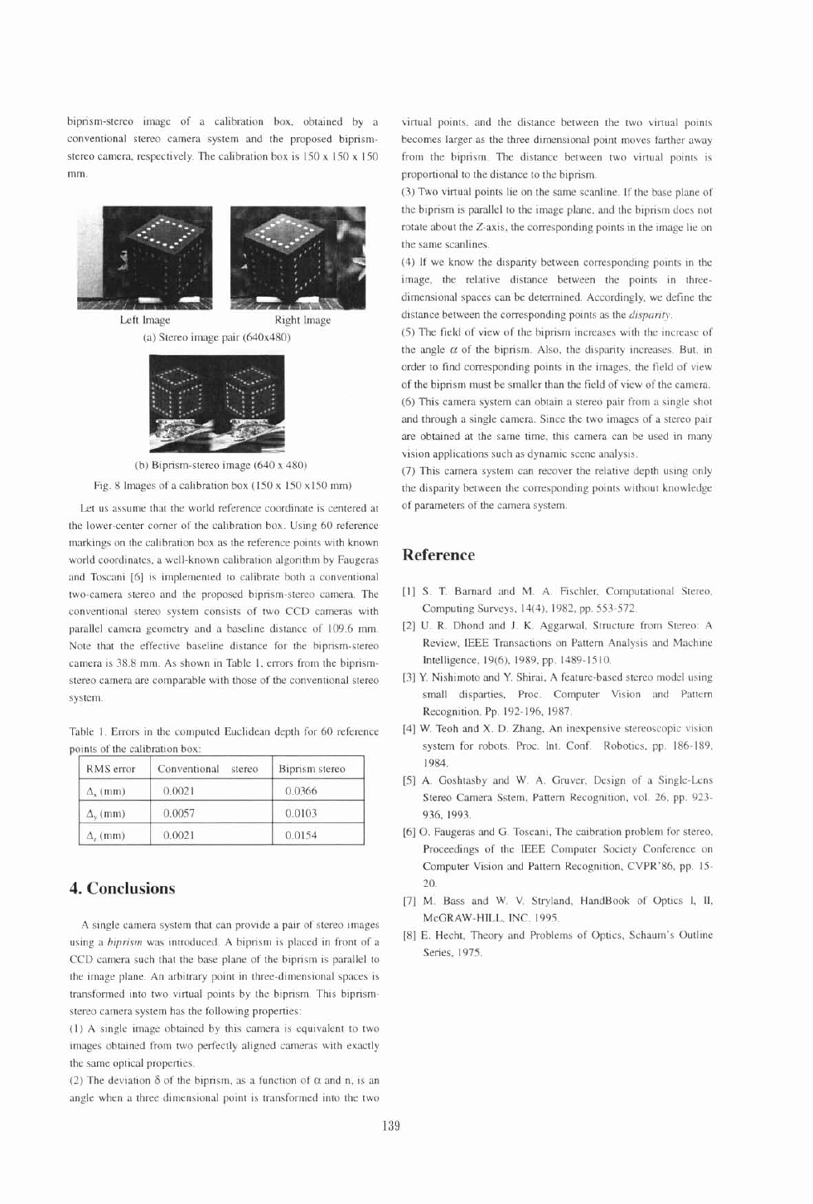biprism-stereo image of a calibration box, obtained by a conventional stereo camera system and the proposed biprism-stereo camera, respectively. The calibration box is 150 x 150 x 150 mm.

Left Image Right Image

(a) Stereo image pair (640x480)

(b) Biprism-stereo image (640 x 480)

Fig. 8 Images of a calibration box (150 x 150 x150 mm)

Let us assume that the world reference coordinate is centered at the lower-center corner of the calibration box. Using 60 reference markings on the calibration box as the reference points with known world coordinates, a well-known calibration algorithm by Faugeras and Toscani [6] is implemented to calibrate both a conventional two-camera stereo and the proposed biprism-stereo camera. The conventional stereo system consists of two CCD cameras with parallel camera geometry and a baseline distance of 109.6 mm. Note that the effective baseline distance for the biprism-stereo camera is 38.8 mm. As shown in Table 1, errors from the biprism-stereo camera are comparable with those of the conventional stereo system.

Table 1. Errors in the computed Euclidean depth for 60 reference points of the calibration box:

| RMS error | Conventional stereo | Biprism stereo |
|---|---|---|
| $\Delta_x$ (mm) | 0.0021 | 0.0366 |
| $\Delta_y$ (mm) | 0.0057 | 0.0103 |
| $\Delta_z$ (mm) | 0.0021 | 0.0154 |

## 4. Conclusions

A single camera system that can provide a pair of stereo images using a *biprism* was introduced. A biprism is placed in front of a CCD camera such that the base plane of the biprism is parallel to the image plane. An arbitrary point in three-dimensional spaces is transformed into two virtual points by the biprism. This biprism-stereo camera system has the following properties:

(1) A single image obtained by this camera is equivalent to two images obtained from two perfectly aligned cameras with exactly the same optical properties.

(2) The deviation $\delta$ of the biprism, as a function of $\alpha$ and n, is an angle when a three dimensional point is transformed into the two virtual points, and the distance between the two virtual points becomes larger as the three dimensional point moves farther away from the biprism. The distance between two virtual points is proportional to the distance to the biprism.

(3) Two virtual points lie on the same scanline. If the base plane of the biprism is parallel to the image plane, and the biprism does not rotate about the Z-axis, the corresponding points in the image lie on the same scanlines.

(4) If we know the disparity between corresponding points in the image, the relative distance between the points in three-dimensional spaces can be determined. Accordingly, we define the distance between the corresponding points as the *disparity*.

(5) The field of view of the biprism increases with the increase of the angle $\alpha$ of the biprism. Also, the disparity increases. But, in order to find corresponding points in the images, the field of view of the biprism must be smaller than the field of view of the camera.

(6) This camera system can obtain a stereo pair from a single shot and through a single camera. Since the two images of a stereo pair are obtained at the same time, this camera can be used in many vision applications such as dynamic scene analysis.

(7) This camera system can recover the relative depth using only the disparity between the corresponding points without knowledge of parameters of the camera system.

## Reference

[1] S. T. Barnard and M. A. Fischler, Computational Stereo, Computing Surveys, 14(4), 1982, pp. 553-572.

[2] U. R. Dhond and J. K. Aggarwal, Structure from Stereo: A Review, IEEE Transactions on Pattern Analysis and Machine Intelligence, 19(6), 1989, pp. 1489-1510.

[3] Y. Nishimoto and Y. Shirai, A feature-based stereo model using small disparties, Proc. Computer Vision and Pattern Recognition, Pp. 192-196, 1987.

[4] W. Teoh and X. D. Zhang, An inexpensive stereoscopic vision system for robots. Proc. Int. Conf. Robotics, pp. 186-189, 1984.

[5] A. Goshtasby and W. A. Gruver, Design of a Single-Lens Stereo Camera Sstem, Pattern Recognition, vol. 26, pp. 923-936, 1993.

[6] O. Faugeras and G. Toscani, The caibration problem for stereo, Proceedings of the IEEE Computer Society Conference on Computer Vision and Pattern Recognition, CVPR'86, pp. 15-20.

[7] M. Bass and W. V. Stryland, HandBook of Optics I, II, McGRAW-HILL, INC. 1995.

[8] E. Hecht, Theory and Problems of Optics, Schaum's Outline Series, 1975.